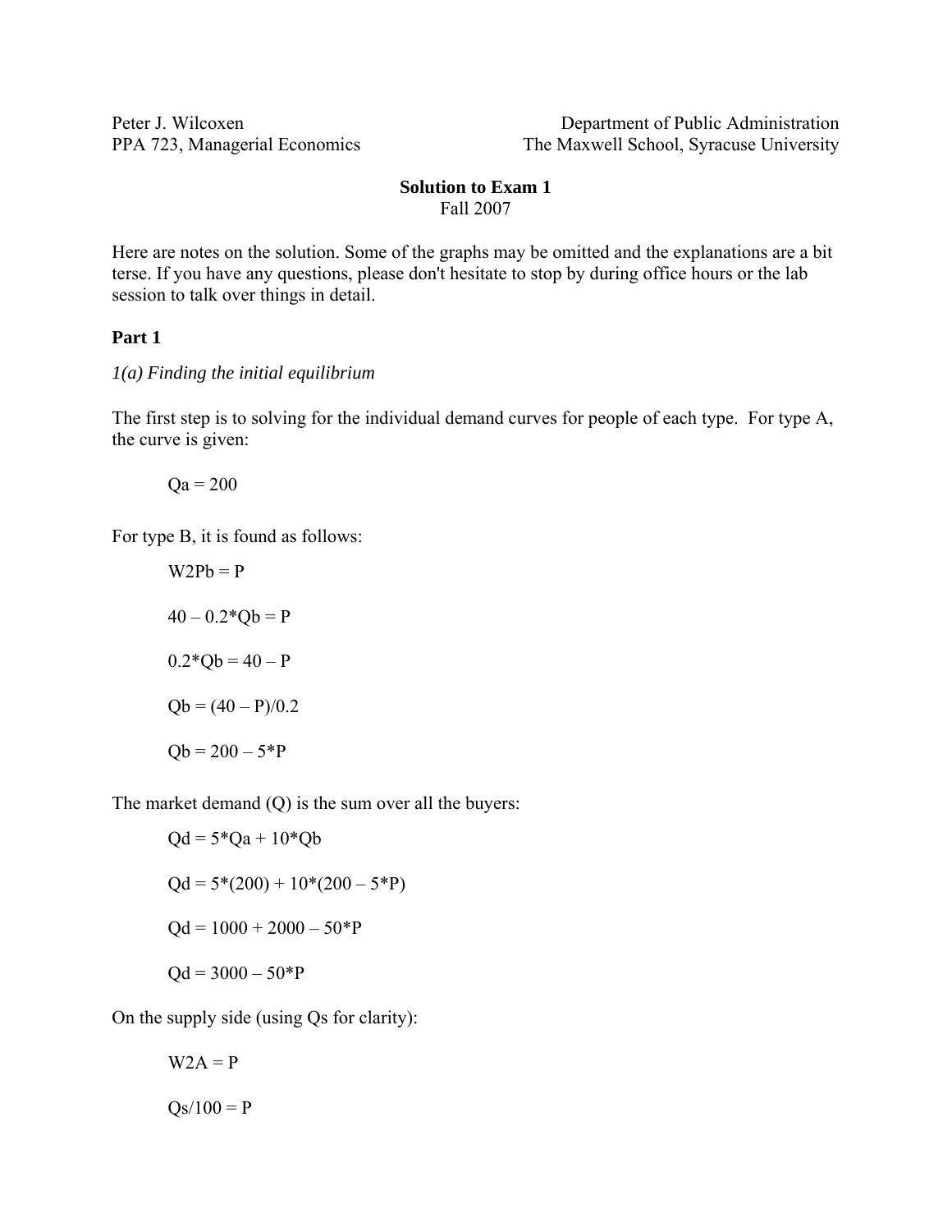Peter J. Wilcoxen
PPA 723, Managerial Economics

Department of Public Administration
The Maxwell School, Syracuse University

**Solution to Exam 1**
Fall 2007

Here are notes on the solution. Some of the graphs may be omitted and the explanations are a bit terse. If you have any questions, please don't hesitate to stop by during office hours or the lab session to talk over things in detail.

## Part 1

*1(a) Finding the initial equilibrium*

The first step is to solving for the individual demand curves for people of each type. For type A, the curve is given:

$$Qa = 200$$

For type B, it is found as follows:

$$W2Pb = P$$

$$40 - 0.2*Qb = P$$

$$0.2*Qb = 40 - P$$

$$Qb = (40 - P)/0.2$$

$$Qb = 200 - 5*P$$

The market demand (Q) is the sum over all the buyers:

$$Qd = 5*Qa + 10*Qb$$

$$Qd = 5*(200) + 10*(200 - 5*P)$$

$$Qd = 1000 + 2000 - 50*P$$

$$Qd = 3000 - 50*P$$

On the supply side (using Qs for clarity):

$$W2A = P$$

$$Qs/100 = P$$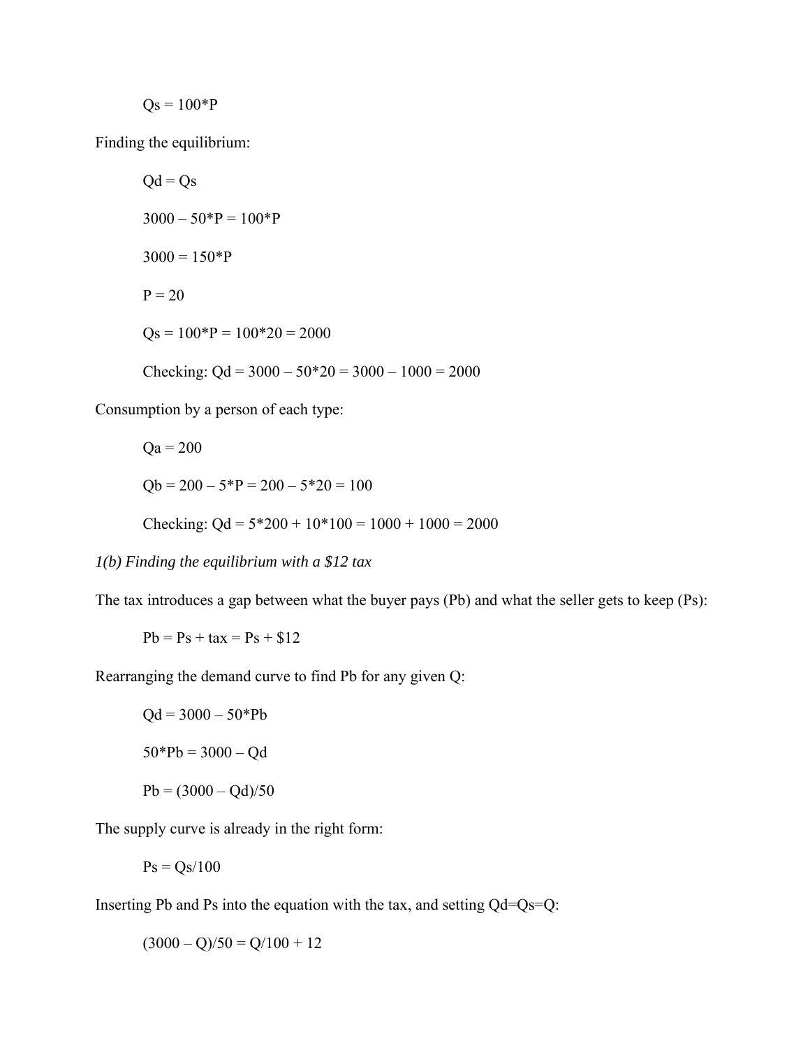$$Qs = 100*P$$

Finding the equilibrium:

$$Qd = Qs$$

$$3000 - 50*P = 100*P$$

$$3000 = 150*P$$

$$P = 20$$

$$Qs = 100*P = 100*20 = 2000$$

Checking: $Qd = 3000 - 50*20 = 3000 - 1000 = 2000$

Consumption by a person of each type:

$$Qa = 200$$

$$Qb = 200 - 5*P = 200 - 5*20 = 100$$

Checking: $Qd = 5*200 + 10*100 = 1000 + 1000 = 2000$

*1(b) Finding the equilibrium with a $12 tax*

The tax introduces a gap between what the buyer pays (Pb) and what the seller gets to keep (Ps):

$$Pb = Ps + tax = Ps + \$12$$

Rearranging the demand curve to find Pb for any given Q:

$$Qd = 3000 - 50*Pb$$

$$50*Pb = 3000 - Qd$$

$$Pb = (3000 - Qd)/50$$

The supply curve is already in the right form:

$$Ps = Qs/100$$

Inserting Pb and Ps into the equation with the tax, and setting Qd=Qs=Q:

$$(3000 - Q)/50 = Q/100 + 12$$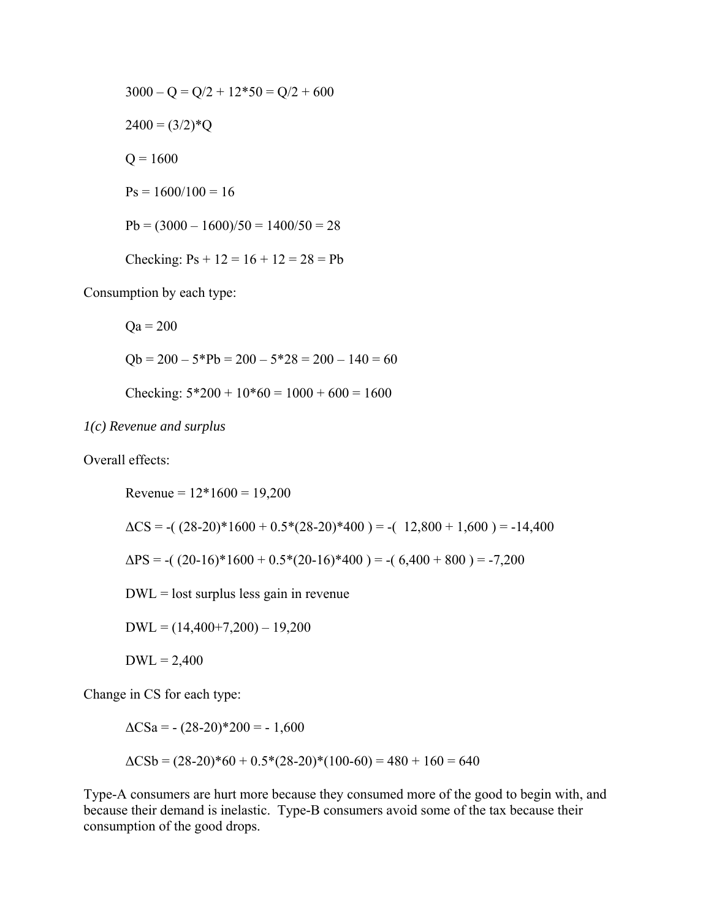$$3000 - Q = Q/2 + 12*50 = Q/2 + 600$$

$$2400 = (3/2)*Q$$

$$Q = 1600$$

$$Ps = 1600/100 = 16$$

$$Pb = (3000 - 1600)/50 = 1400/50 = 28$$

Checking: $Ps + 12 = 16 + 12 = 28 = Pb$

Consumption by each type:

$$Qa = 200$$

$$Qb = 200 - 5*Pb = 200 - 5*28 = 200 - 140 = 60$$

Checking: $5*200 + 10*60 = 1000 + 600 = 1600$

*1(c) Revenue and surplus*

Overall effects:

$$\text{Revenue} = 12*1600 = 19{,}200$$

$$\Delta CS = -(\ (28\text{-}20)*1600 + 0.5*(28\text{-}20)*400\ ) = -(\ 12{,}800 + 1{,}600\ ) = -14{,}400$$

$$\Delta PS = -(\ (20\text{-}16)*1600 + 0.5*(20\text{-}16)*400\ ) = -(\ 6{,}400 + 800\ ) = -7{,}200$$

DWL = lost surplus less gain in revenue

$$DWL = (14{,}400+7{,}200) - 19{,}200$$

$$DWL = 2{,}400$$

Change in CS for each type:

$$\Delta CSa = -\ (28\text{-}20)*200 = -\ 1{,}600$$

$$\Delta CSb = (28\text{-}20)*60 + 0.5*(28\text{-}20)*(100\text{-}60) = 480 + 160 = 640$$

Type-A consumers are hurt more because they consumed more of the good to begin with, and because their demand is inelastic. Type-B consumers avoid some of the tax because their consumption of the good drops.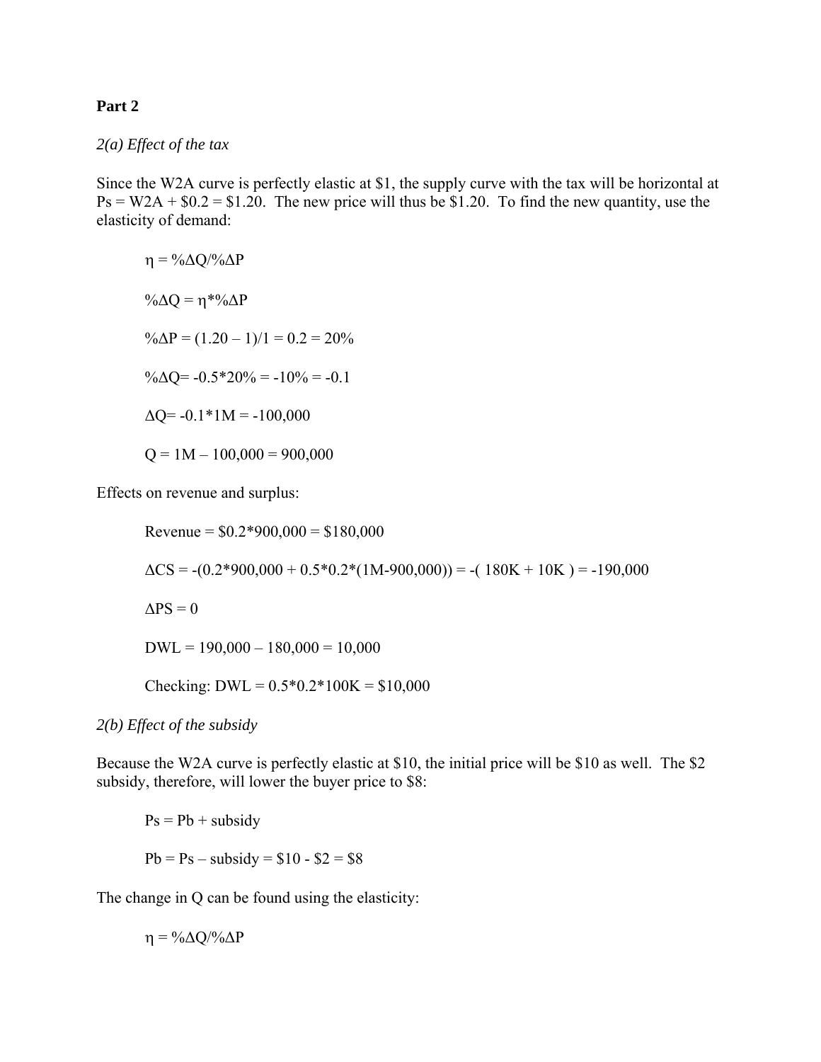**Part 2**

*2(a) Effect of the tax*

Since the W2A curve is perfectly elastic at \$1, the supply curve with the tax will be horizontal at Ps = W2A + \$0.2 = \$1.20. The new price will thus be \$1.20. To find the new quantity, use the elasticity of demand:

$$\eta = \%\Delta Q/\%\Delta P$$

$$\%\Delta Q = \eta * \%\Delta P$$

$$\%\Delta P = (1.20 - 1)/1 = 0.2 = 20\%$$

$$\%\Delta Q = -0.5*20\% = -10\% = -0.1$$

$$\Delta Q = -0.1*1M = -100{,}000$$

$$Q = 1M - 100{,}000 = 900{,}000$$

Effects on revenue and surplus:

$$\text{Revenue} = \$0.2*900{,}000 = \$180{,}000$$

$$\Delta CS = -(0.2*900{,}000 + 0.5*0.2*(1M-900{,}000)) = -(\ 180K + 10K\ ) = -190{,}000$$

$$\Delta PS = 0$$

$$DWL = 190{,}000 - 180{,}000 = 10{,}000$$

$$\text{Checking: } DWL = 0.5*0.2*100K = \$10{,}000$$

*2(b) Effect of the subsidy*

Because the W2A curve is perfectly elastic at \$10, the initial price will be \$10 as well. The \$2 subsidy, therefore, will lower the buyer price to \$8:

$$Ps = Pb + \text{subsidy}$$

$$Pb = Ps - \text{subsidy} = \$10 - \$2 = \$8$$

The change in Q can be found using the elasticity:

$$\eta = \%\Delta Q/\%\Delta P$$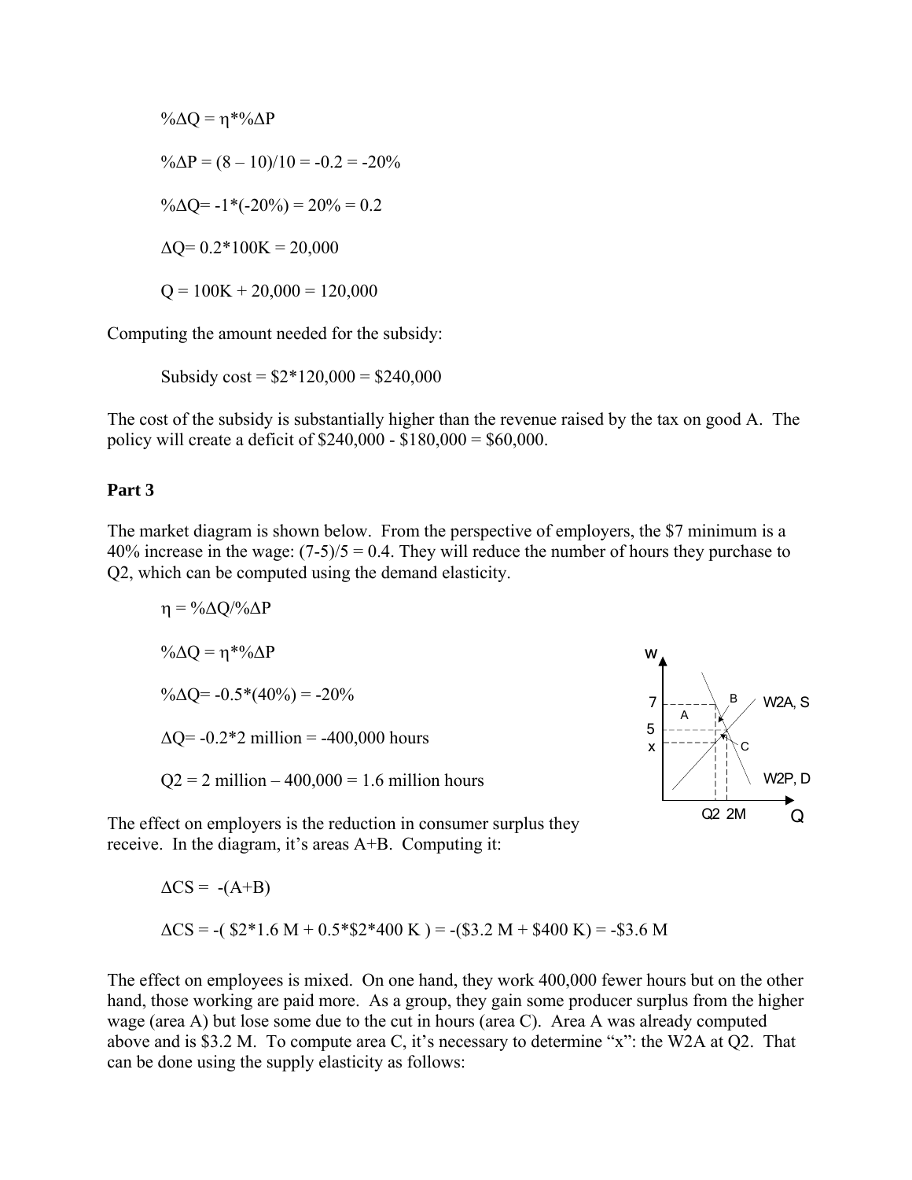$$\%\Delta Q = \eta * \%\Delta P$$

$$\%\Delta P = (8 - 10)/10 = -0.2 = -20\%$$

$$\%\Delta Q = -1*(-20\%) = 20\% = 0.2$$

$$\Delta Q = 0.2*100K = 20{,}000$$

$$Q = 100K + 20{,}000 = 120{,}000$$

Computing the amount needed for the subsidy:

$$\text{Subsidy cost} = \$2*120{,}000 = \$240{,}000$$

The cost of the subsidy is substantially higher than the revenue raised by the tax on good A. The policy will create a deficit of $240,000 - $180,000 = $60,000.

**Part 3**

The market diagram is shown below. From the perspective of employers, the $7 minimum is a 40% increase in the wage: (7-5)/5 = 0.4. They will reduce the number of hours they purchase to Q2, which can be computed using the demand elasticity.

$$\eta = \%\Delta Q/\%\Delta P$$

$$\%\Delta Q = \eta * \%\Delta P$$

$$\%\Delta Q = -0.5*(40\%) = -20\%$$

$$\Delta Q = -0.2*2 \text{ million} = -400{,}000 \text{ hours}$$

$$Q2 = 2 \text{ million} - 400{,}000 = 1.6 \text{ million hours}$$

The effect on employers is the reduction in consumer surplus they receive. In the diagram, it's areas A+B. Computing it:

$$\Delta CS = -(A+B)$$

$$\Delta CS = -(\$2*1.6\text{ M} + 0.5*\$2*400\text{ K}) = -(\$3.2\text{ M} + \$400\text{ K}) = -\$3.6\text{ M}$$

The effect on employees is mixed. On one hand, they work 400,000 fewer hours but on the other hand, those working are paid more. As a group, they gain some producer surplus from the higher wage (area A) but lose some due to the cut in hours (area C). Area A was already computed above and is $3.2 M. To compute area C, it's necessary to determine "x": the W2A at Q2. That can be done using the supply elasticity as follows: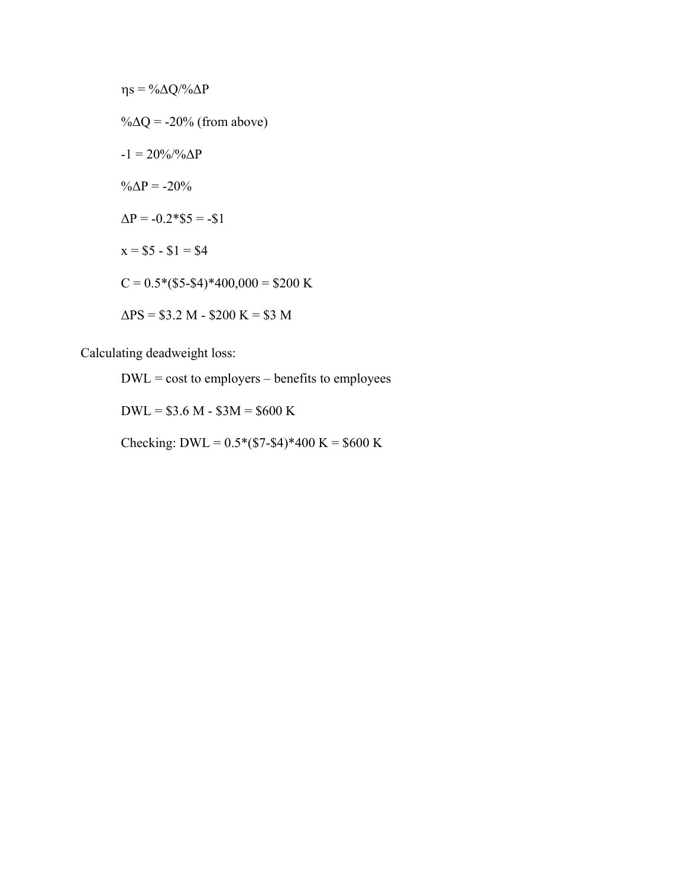$\eta s = \%\Delta Q / \%\Delta P$

$\%\Delta Q = -20\%$ (from above)

$-1 = 20\% / \%\Delta P$

$\%\Delta P = -20\%$

$\Delta P = -0.2 * \$5 = -\$1$

$x = \$5 - \$1 = \$4$

$C = 0.5 * (\$5 - \$4) * 400{,}000 = \$200$ K

$\Delta PS = \$3.2$ M - $\$200$ K = $\$3$ M

Calculating deadweight loss:

DWL = cost to employers – benefits to employees

DWL = $\$3.6$ M - $\$3$M = $\$600$ K

Checking: DWL = $0.5 * (\$7 - \$4) * 400$ K = $\$600$ K